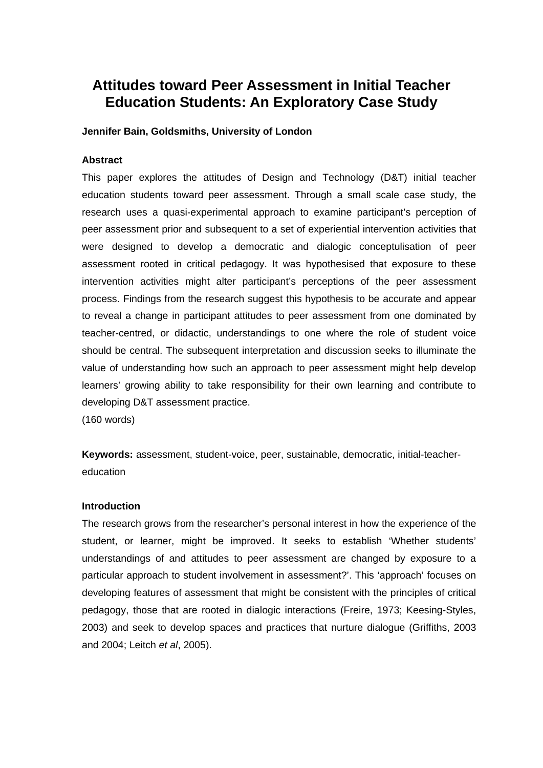# Attitudes toward Peer Assessment in Initial Teacher Education Students: An Exploratory Case Study

**Jennifer Bain, Goldsmiths, University of London**

**Abstract**

This paper explores the attitudes of Design and Technology (D&T) initial teacher education students toward peer assessment. Through a small scale case study, the research uses a quasi-experimental approach to examine participant's perception of peer assessment prior and subsequent to a set of experiential intervention activities that were designed to develop a democratic and dialogic conceptulisation of peer assessment rooted in critical pedagogy. It was hypothesised that exposure to these intervention activities might alter participant's perceptions of the peer assessment process. Findings from the research suggest this hypothesis to be accurate and appear to reveal a change in participant attitudes to peer assessment from one dominated by teacher-centred, or didactic, understandings to one where the role of student voice should be central. The subsequent interpretation and discussion seeks to illuminate the value of understanding how such an approach to peer assessment might help develop learners' growing ability to take responsibility for their own learning and contribute to developing D&T assessment practice.

(160 words)

**Keywords:** assessment, student-voice, peer, sustainable, democratic, initial-teacher-education

**Introduction**

The research grows from the researcher's personal interest in how the experience of the student, or learner, might be improved. It seeks to establish 'Whether students' understandings of and attitudes to peer assessment are changed by exposure to a particular approach to student involvement in assessment?'. This 'approach' focuses on developing features of assessment that might be consistent with the principles of critical pedagogy, those that are rooted in dialogic interactions (Freire, 1973; Keesing-Styles, 2003) and seek to develop spaces and practices that nurture dialogue (Griffiths, 2003 and 2004; Leitch *et al*, 2005).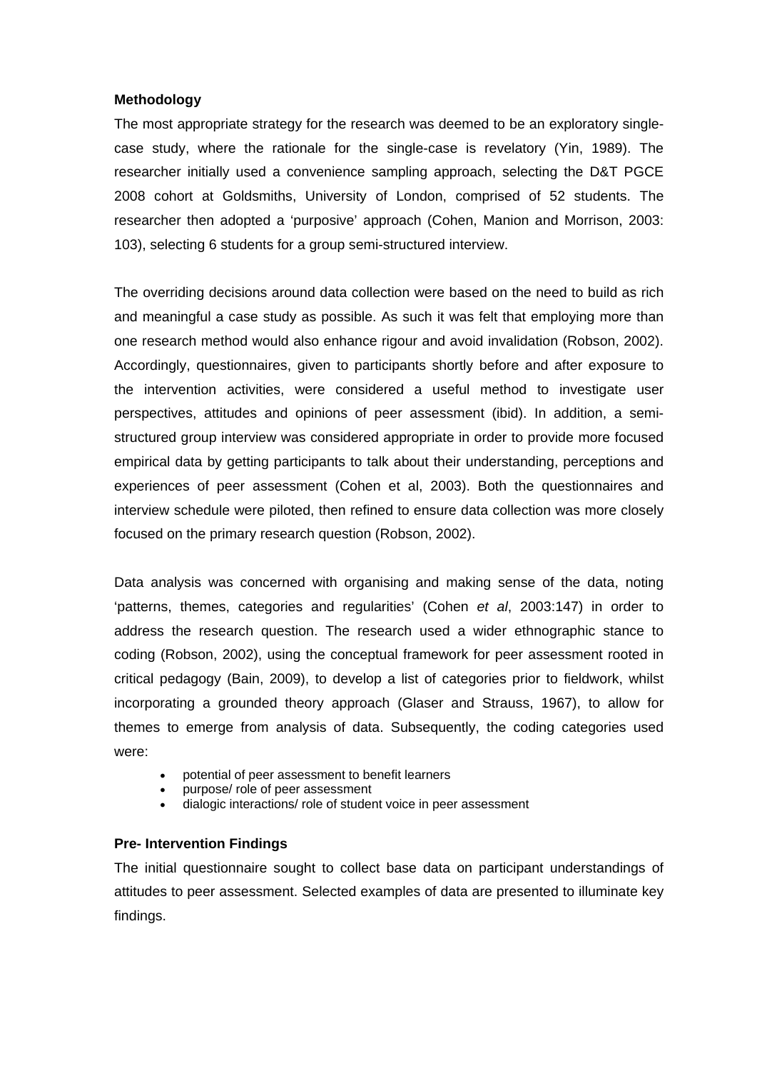### Methodology

The most appropriate strategy for the research was deemed to be an exploratory single-case study, where the rationale for the single-case is revelatory (Yin, 1989). The researcher initially used a convenience sampling approach, selecting the D&T PGCE 2008 cohort at Goldsmiths, University of London, comprised of 52 students. The researcher then adopted a 'purposive' approach (Cohen, Manion and Morrison, 2003: 103), selecting 6 students for a group semi-structured interview.

The overriding decisions around data collection were based on the need to build as rich and meaningful a case study as possible. As such it was felt that employing more than one research method would also enhance rigour and avoid invalidation (Robson, 2002). Accordingly, questionnaires, given to participants shortly before and after exposure to the intervention activities, were considered a useful method to investigate user perspectives, attitudes and opinions of peer assessment (ibid). In addition, a semi-structured group interview was considered appropriate in order to provide more focused empirical data by getting participants to talk about their understanding, perceptions and experiences of peer assessment (Cohen et al, 2003). Both the questionnaires and interview schedule were piloted, then refined to ensure data collection was more closely focused on the primary research question (Robson, 2002).

Data analysis was concerned with organising and making sense of the data, noting 'patterns, themes, categories and regularities' (Cohen *et al*, 2003:147) in order to address the research question. The research used a wider ethnographic stance to coding (Robson, 2002), using the conceptual framework for peer assessment rooted in critical pedagogy (Bain, 2009), to develop a list of categories prior to fieldwork, whilst incorporating a grounded theory approach (Glaser and Strauss, 1967), to allow for themes to emerge from analysis of data. Subsequently, the coding categories used were:

- potential of peer assessment to benefit learners
- purpose/ role of peer assessment
- dialogic interactions/ role of student voice in peer assessment

### Pre- Intervention Findings

The initial questionnaire sought to collect base data on participant understandings of attitudes to peer assessment. Selected examples of data are presented to illuminate key findings.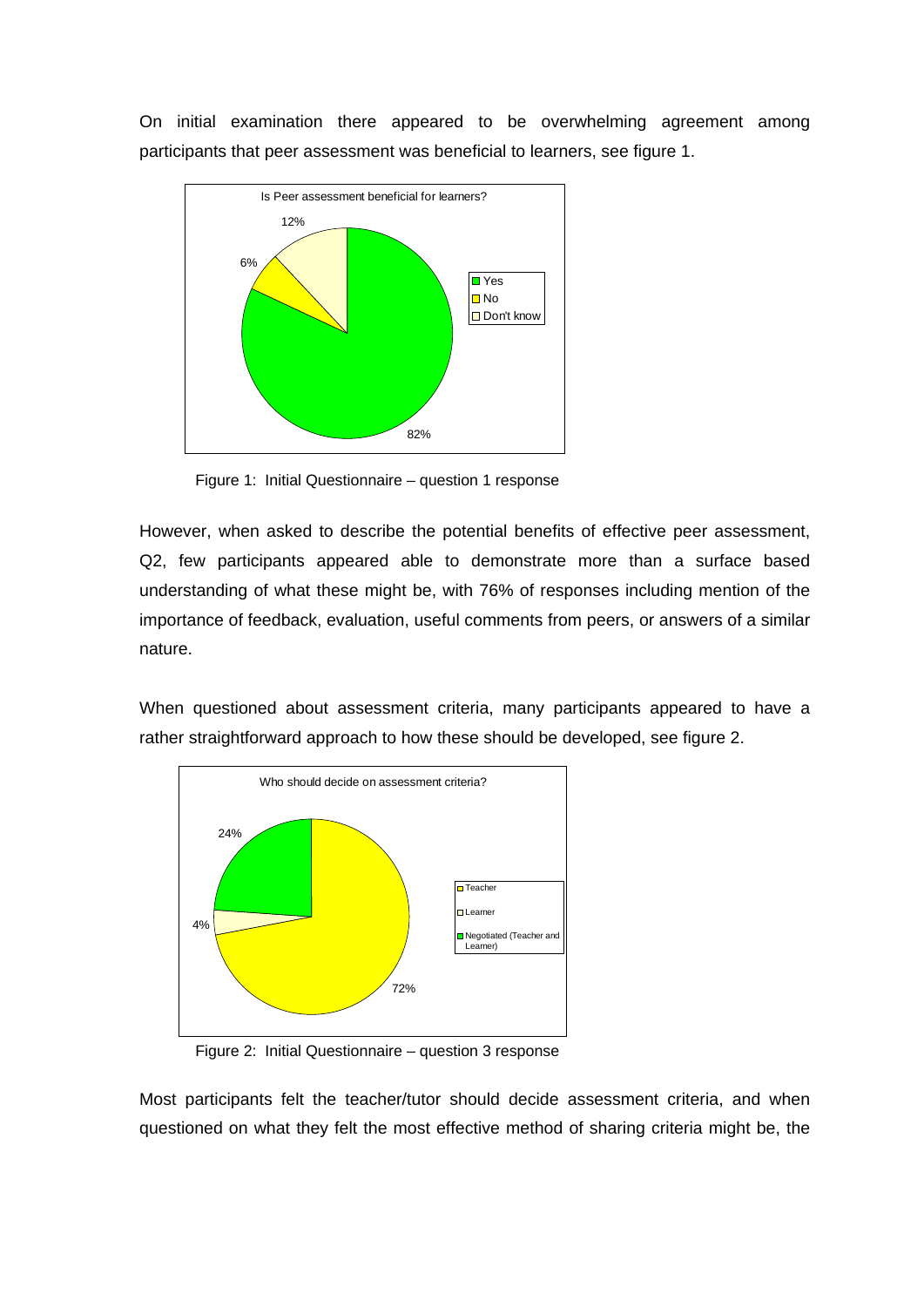On initial examination there appeared to be overwhelming agreement among participants that peer assessment was beneficial to learners, see figure 1.

Figure 1: Initial Questionnaire – question 1 response

However, when asked to describe the potential benefits of effective peer assessment, Q2, few participants appeared able to demonstrate more than a surface based understanding of what these might be, with 76% of responses including mention of the importance of feedback, evaluation, useful comments from peers, or answers of a similar nature.

When questioned about assessment criteria, many participants appeared to have a rather straightforward approach to how these should be developed, see figure 2.

Figure 2: Initial Questionnaire – question 3 response

Most participants felt the teacher/tutor should decide assessment criteria, and when questioned on what they felt the most effective method of sharing criteria might be, the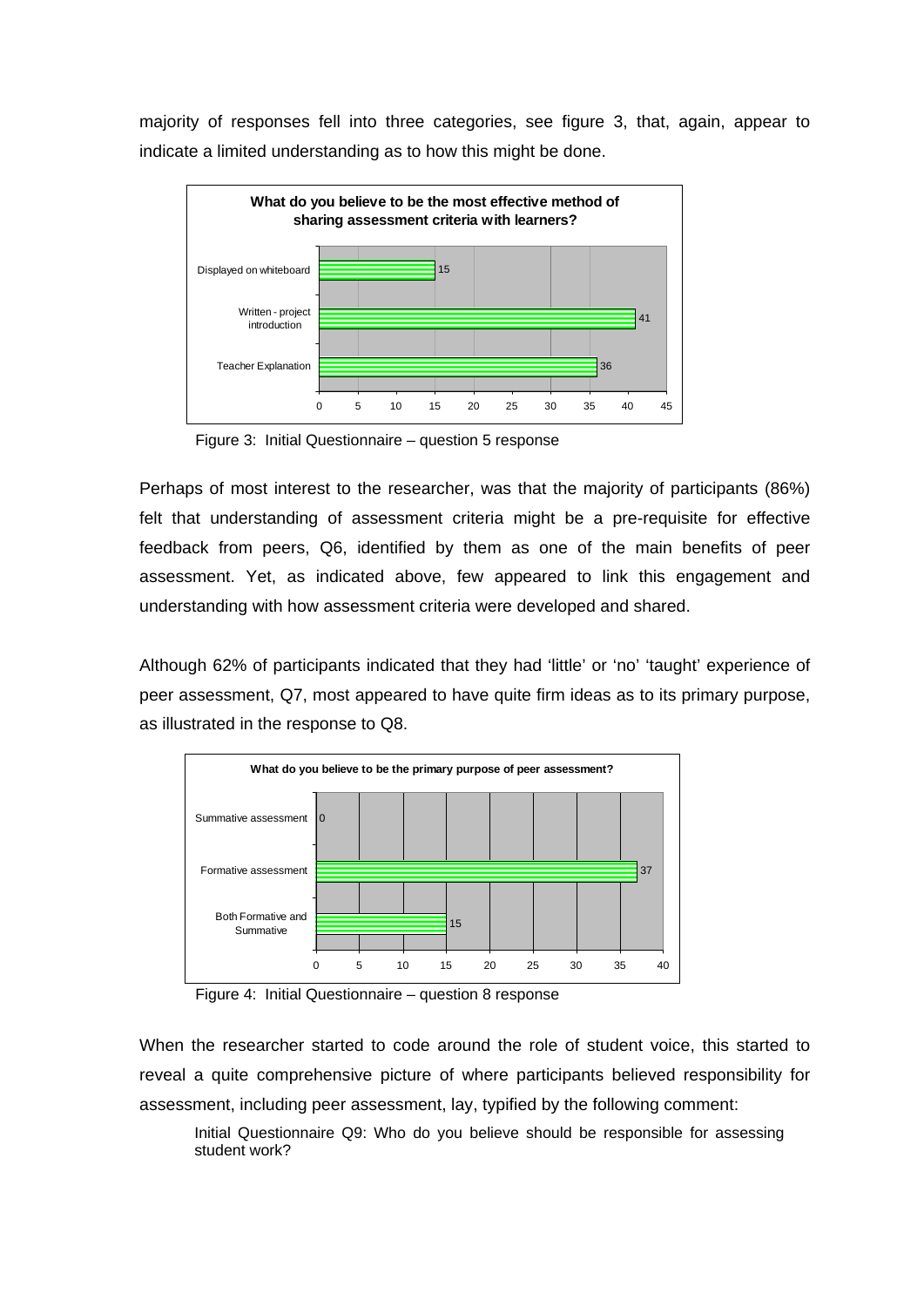majority of responses fell into three categories, see figure 3, that, again, appear to indicate a limited understanding as to how this might be done.

**What do you believe to be the most effective method of sharing assessment criteria with learners?**

| Method | Responses |
| --- | --- |
| Displayed on whiteboard | 15 |
| Written - project introduction | 41 |
| Teacher Explanation | 36 |

Figure 3: Initial Questionnaire – question 5 response

Perhaps of most interest to the researcher, was that the majority of participants (86%) felt that understanding of assessment criteria might be a pre-requisite for effective feedback from peers, Q6, identified by them as one of the main benefits of peer assessment. Yet, as indicated above, few appeared to link this engagement and understanding with how assessment criteria were developed and shared.

Although 62% of participants indicated that they had 'little' or 'no' 'taught' experience of peer assessment, Q7, most appeared to have quite firm ideas as to its primary purpose, as illustrated in the response to Q8.

**What do you believe to be the primary purpose of peer assessment?**

| Purpose | Responses |
| --- | --- |
| Summative assessment | 0 |
| Formative assessment | 37 |
| Both Formative and Summative | 15 |

Figure 4: Initial Questionnaire – question 8 response

When the researcher started to code around the role of student voice, this started to reveal a quite comprehensive picture of where participants believed responsibility for assessment, including peer assessment, lay, typified by the following comment:

> Initial Questionnaire Q9: Who do you believe should be responsible for assessing student work?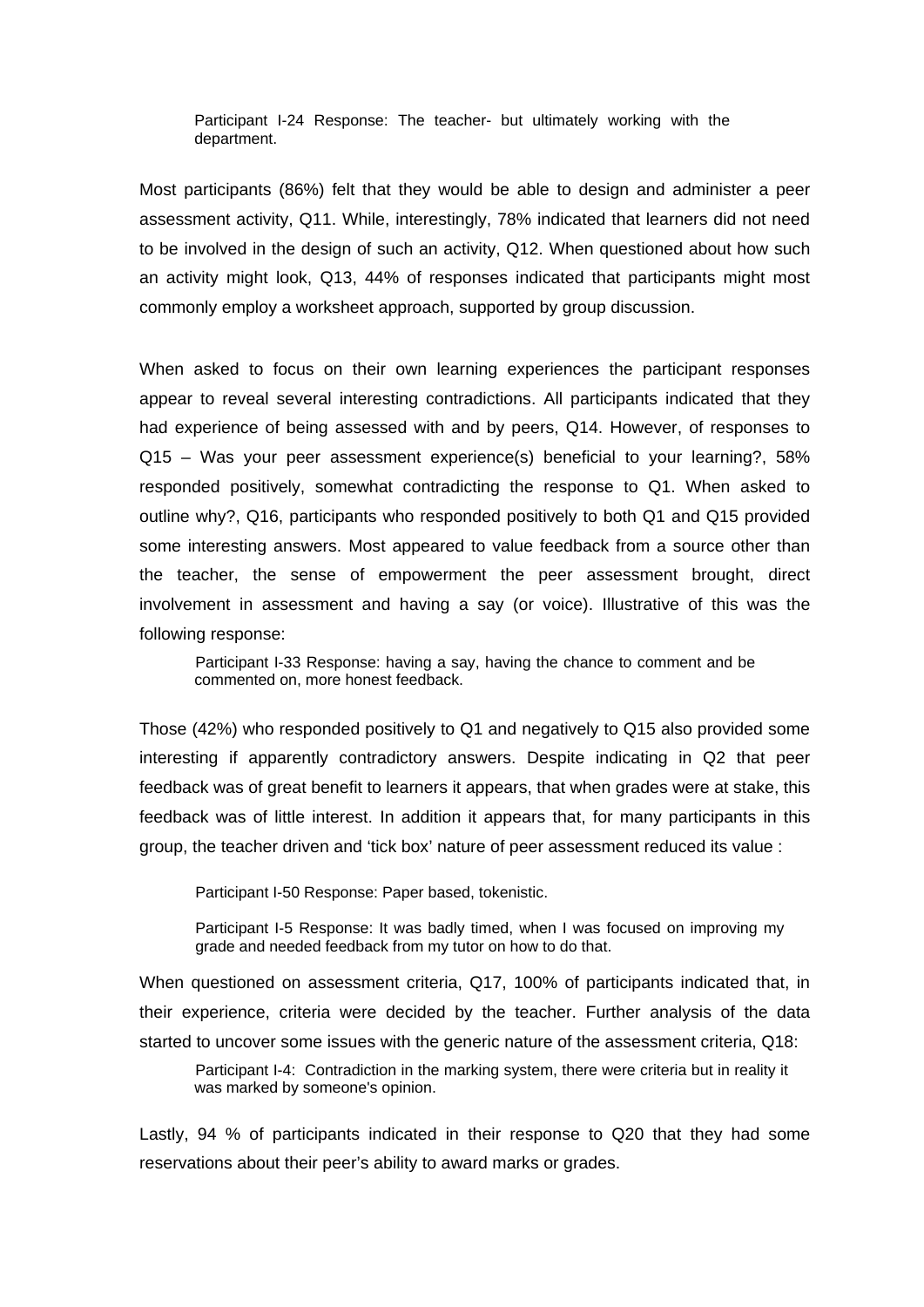> Participant I-24 Response: The teacher- but ultimately working with the department.

Most participants (86%) felt that they would be able to design and administer a peer assessment activity, Q11. While, interestingly, 78% indicated that learners did not need to be involved in the design of such an activity, Q12. When questioned about how such an activity might look, Q13, 44% of responses indicated that participants might most commonly employ a worksheet approach, supported by group discussion.

When asked to focus on their own learning experiences the participant responses appear to reveal several interesting contradictions. All participants indicated that they had experience of being assessed with and by peers, Q14. However, of responses to Q15 – Was your peer assessment experience(s) beneficial to your learning?, 58% responded positively, somewhat contradicting the response to Q1. When asked to outline why?, Q16, participants who responded positively to both Q1 and Q15 provided some interesting answers. Most appeared to value feedback from a source other than the teacher, the sense of empowerment the peer assessment brought, direct involvement in assessment and having a say (or voice). Illustrative of this was the following response:

> Participant I-33 Response: having a say, having the chance to comment and be commented on, more honest feedback.

Those (42%) who responded positively to Q1 and negatively to Q15 also provided some interesting if apparently contradictory answers. Despite indicating in Q2 that peer feedback was of great benefit to learners it appears, that when grades were at stake, this feedback was of little interest. In addition it appears that, for many participants in this group, the teacher driven and 'tick box' nature of peer assessment reduced its value :

> Participant I-50 Response: Paper based, tokenistic.
>
> Participant I-5 Response: It was badly timed, when I was focused on improving my grade and needed feedback from my tutor on how to do that.

When questioned on assessment criteria, Q17, 100% of participants indicated that, in their experience, criteria were decided by the teacher. Further analysis of the data started to uncover some issues with the generic nature of the assessment criteria, Q18:

> Participant I-4: Contradiction in the marking system, there were criteria but in reality it was marked by someone's opinion.

Lastly, 94 % of participants indicated in their response to Q20 that they had some reservations about their peer's ability to award marks or grades.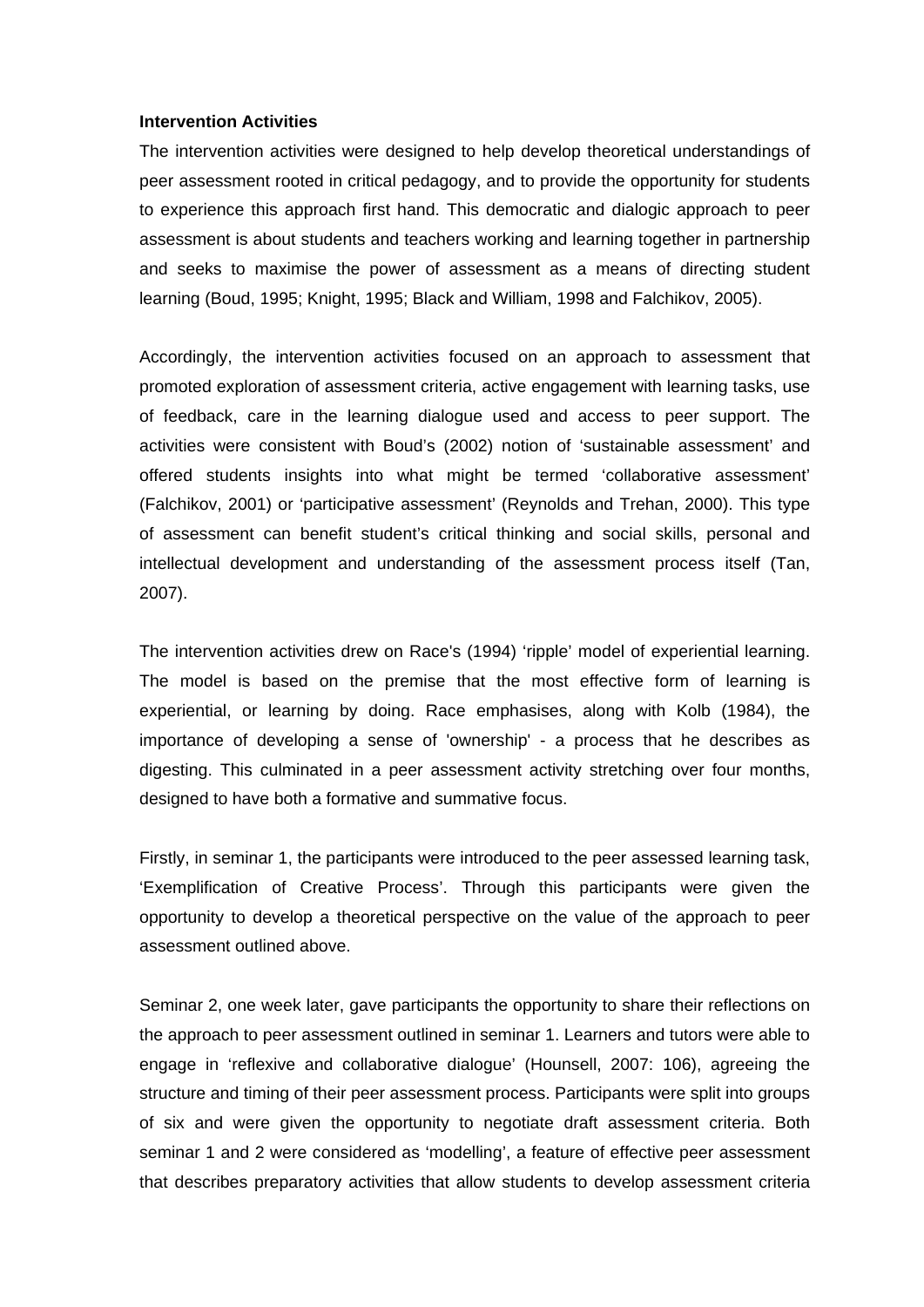**Intervention Activities**

The intervention activities were designed to help develop theoretical understandings of peer assessment rooted in critical pedagogy, and to provide the opportunity for students to experience this approach first hand. This democratic and dialogic approach to peer assessment is about students and teachers working and learning together in partnership and seeks to maximise the power of assessment as a means of directing student learning (Boud, 1995; Knight, 1995; Black and William, 1998 and Falchikov, 2005).

Accordingly, the intervention activities focused on an approach to assessment that promoted exploration of assessment criteria, active engagement with learning tasks, use of feedback, care in the learning dialogue used and access to peer support. The activities were consistent with Boud's (2002) notion of 'sustainable assessment' and offered students insights into what might be termed 'collaborative assessment' (Falchikov, 2001) or 'participative assessment' (Reynolds and Trehan, 2000). This type of assessment can benefit student's critical thinking and social skills, personal and intellectual development and understanding of the assessment process itself (Tan, 2007).

The intervention activities drew on Race's (1994) 'ripple' model of experiential learning. The model is based on the premise that the most effective form of learning is experiential, or learning by doing. Race emphasises, along with Kolb (1984), the importance of developing a sense of 'ownership' - a process that he describes as digesting. This culminated in a peer assessment activity stretching over four months, designed to have both a formative and summative focus.

Firstly, in seminar 1, the participants were introduced to the peer assessed learning task, 'Exemplification of Creative Process'. Through this participants were given the opportunity to develop a theoretical perspective on the value of the approach to peer assessment outlined above.

Seminar 2, one week later, gave participants the opportunity to share their reflections on the approach to peer assessment outlined in seminar 1. Learners and tutors were able to engage in 'reflexive and collaborative dialogue' (Hounsell, 2007: 106), agreeing the structure and timing of their peer assessment process. Participants were split into groups of six and were given the opportunity to negotiate draft assessment criteria. Both seminar 1 and 2 were considered as 'modelling', a feature of effective peer assessment that describes preparatory activities that allow students to develop assessment criteria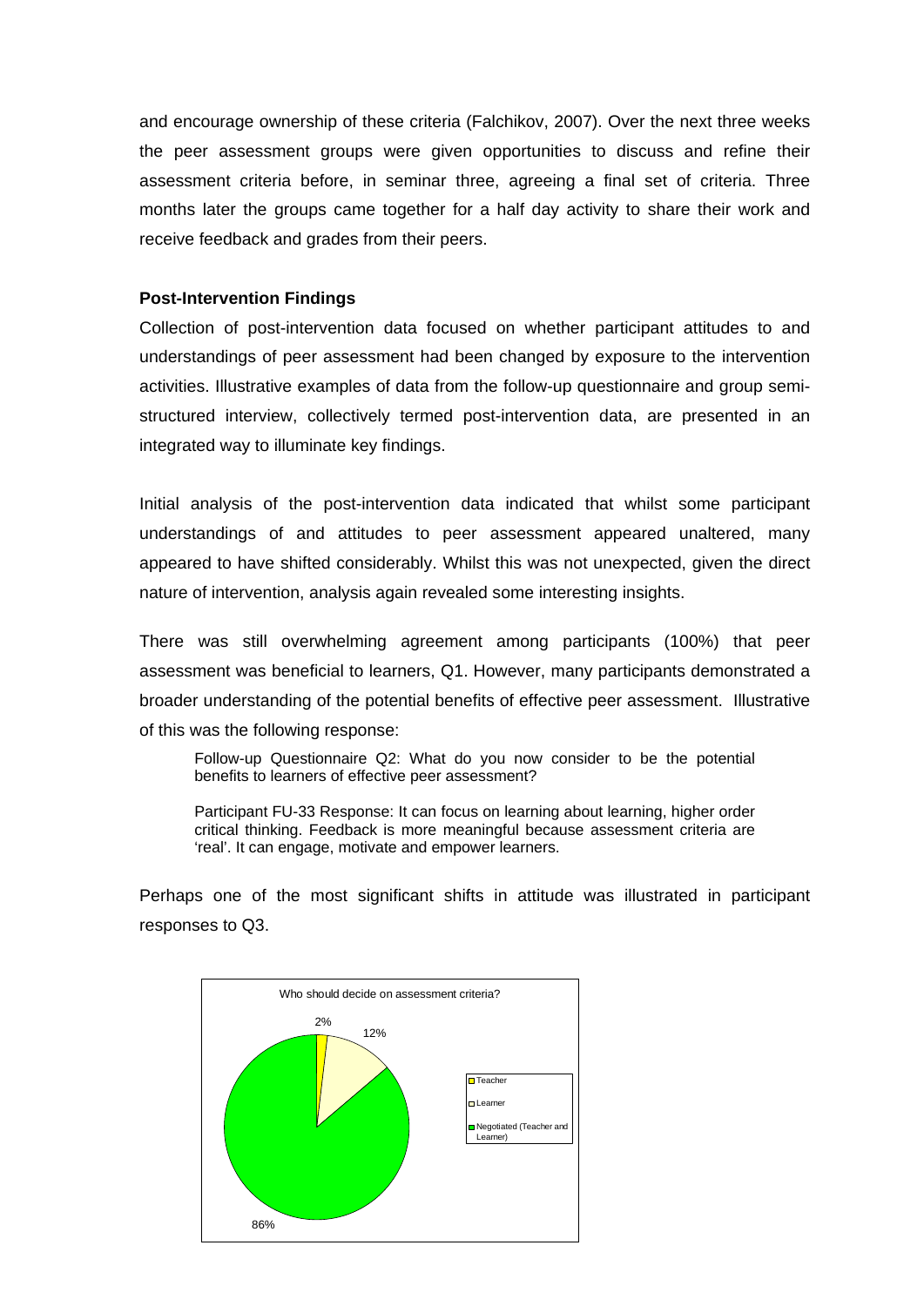and encourage ownership of these criteria (Falchikov, 2007). Over the next three weeks the peer assessment groups were given opportunities to discuss and refine their assessment criteria before, in seminar three, agreeing a final set of criteria. Three months later the groups came together for a half day activity to share their work and receive feedback and grades from their peers.

**Post-Intervention Findings**

Collection of post-intervention data focused on whether participant attitudes to and understandings of peer assessment had been changed by exposure to the intervention activities. Illustrative examples of data from the follow-up questionnaire and group semi-structured interview, collectively termed post-intervention data, are presented in an integrated way to illuminate key findings.

Initial analysis of the post-intervention data indicated that whilst some participant understandings of and attitudes to peer assessment appeared unaltered, many appeared to have shifted considerably. Whilst this was not unexpected, given the direct nature of intervention, analysis again revealed some interesting insights.

There was still overwhelming agreement among participants (100%) that peer assessment was beneficial to learners, Q1. However, many participants demonstrated a broader understanding of the potential benefits of effective peer assessment. Illustrative of this was the following response:

> Follow-up Questionnaire Q2: What do you now consider to be the potential benefits to learners of effective peer assessment?
>
> Participant FU-33 Response: It can focus on learning about learning, higher order critical thinking. Feedback is more meaningful because assessment criteria are 'real'. It can engage, motivate and empower learners.

Perhaps one of the most significant shifts in attitude was illustrated in participant responses to Q3.

Who should decide on assessment criteria?

| Response | Percentage |
|---|---|
| Teacher | 2% |
| Learner | 12% |
| Negotiated (Teacher and Learner) | 86% |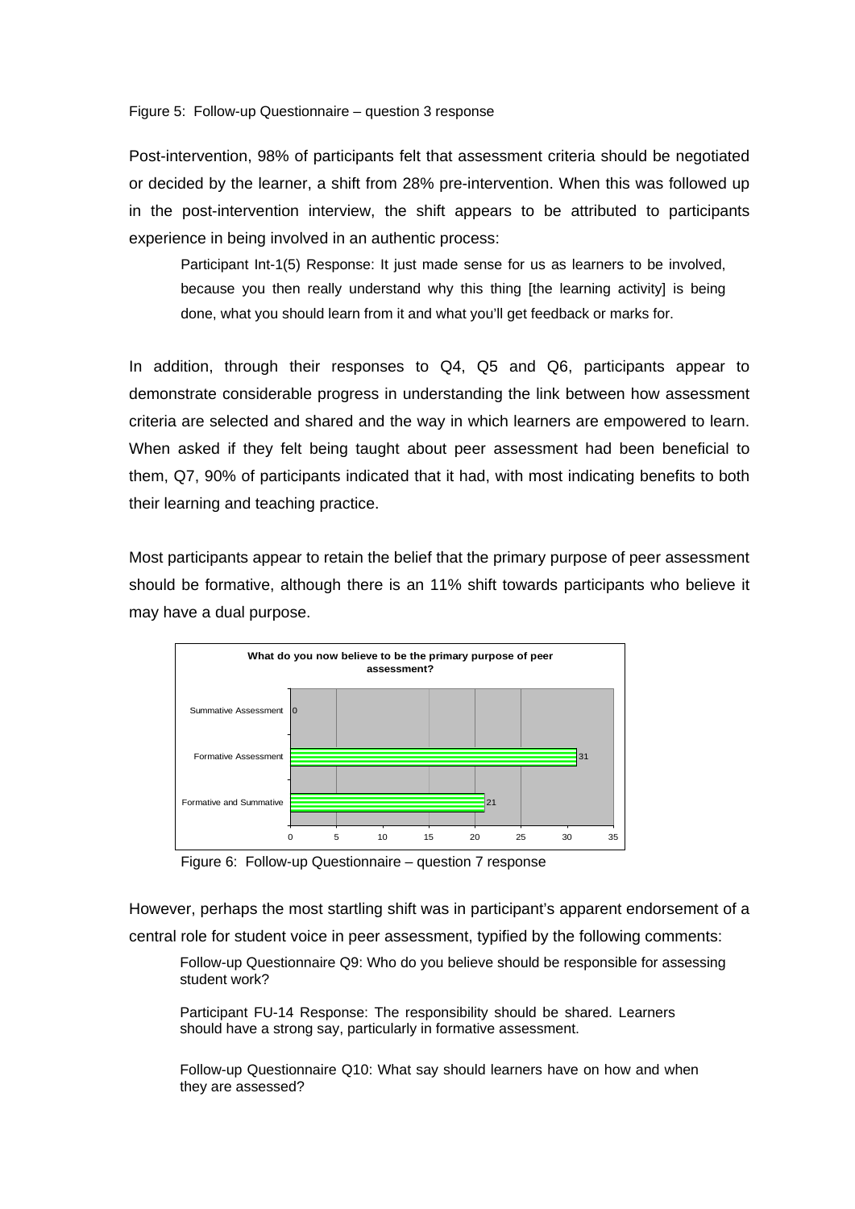Figure 5: Follow-up Questionnaire – question 3 response

Post-intervention, 98% of participants felt that assessment criteria should be negotiated or decided by the learner, a shift from 28% pre-intervention. When this was followed up in the post-intervention interview, the shift appears to be attributed to participants experience in being involved in an authentic process:

> Participant Int-1(5) Response: It just made sense for us as learners to be involved, because you then really understand why this thing [the learning activity] is being done, what you should learn from it and what you'll get feedback or marks for.

In addition, through their responses to Q4, Q5 and Q6, participants appear to demonstrate considerable progress in understanding the link between how assessment criteria are selected and shared and the way in which learners are empowered to learn. When asked if they felt being taught about peer assessment had been beneficial to them, Q7, 90% of participants indicated that it had, with most indicating benefits to both their learning and teaching practice.

Most participants appear to retain the belief that the primary purpose of peer assessment should be formative, although there is an 11% shift towards participants who believe it may have a dual purpose.

**What do you now believe to be the primary purpose of peer assessment?**

| Response | Count |
|---|---|
| Summative Assessment | 0 |
| Formative Assessment | 31 |
| Formative and Summative | 21 |

Figure 6: Follow-up Questionnaire – question 7 response

However, perhaps the most startling shift was in participant's apparent endorsement of a central role for student voice in peer assessment, typified by the following comments:

> Follow-up Questionnaire Q9: Who do you believe should be responsible for assessing student work?
>
> Participant FU-14 Response: The responsibility should be shared. Learners should have a strong say, particularly in formative assessment.
>
> Follow-up Questionnaire Q10: What say should learners have on how and when they are assessed?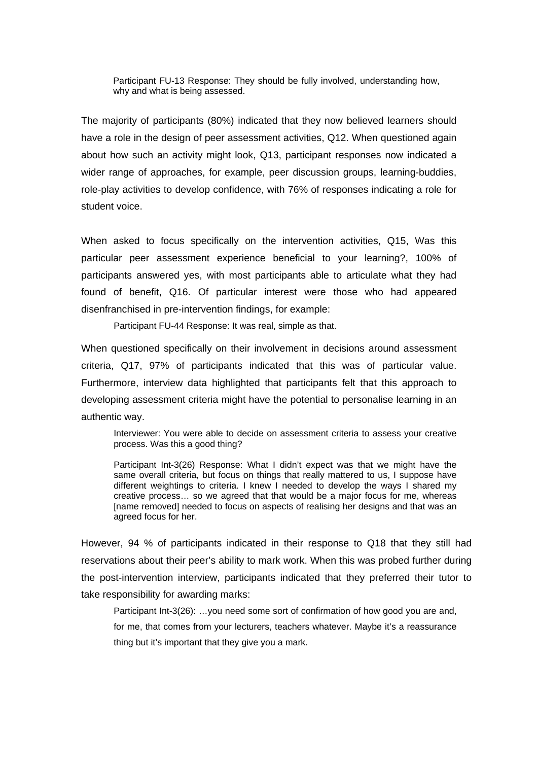> Participant FU-13 Response: They should be fully involved, understanding how, why and what is being assessed.

The majority of participants (80%) indicated that they now believed learners should have a role in the design of peer assessment activities, Q12. When questioned again about how such an activity might look, Q13, participant responses now indicated a wider range of approaches, for example, peer discussion groups, learning-buddies, role-play activities to develop confidence, with 76% of responses indicating a role for student voice.

When asked to focus specifically on the intervention activities, Q15, Was this particular peer assessment experience beneficial to your learning?, 100% of participants answered yes, with most participants able to articulate what they had found of benefit, Q16. Of particular interest were those who had appeared disenfranchised in pre-intervention findings, for example:

> Participant FU-44 Response: It was real, simple as that.

When questioned specifically on their involvement in decisions around assessment criteria, Q17, 97% of participants indicated that this was of particular value. Furthermore, interview data highlighted that participants felt that this approach to developing assessment criteria might have the potential to personalise learning in an authentic way.

> Interviewer: You were able to decide on assessment criteria to assess your creative process. Was this a good thing?
>
> Participant Int-3(26) Response: What I didn't expect was that we might have the same overall criteria, but focus on things that really mattered to us, I suppose have different weightings to criteria. I knew I needed to develop the ways I shared my creative process… so we agreed that that would be a major focus for me, whereas [name removed] needed to focus on aspects of realising her designs and that was an agreed focus for her.

However, 94 % of participants indicated in their response to Q18 that they still had reservations about their peer's ability to mark work. When this was probed further during the post-intervention interview, participants indicated that they preferred their tutor to take responsibility for awarding marks:

> Participant Int-3(26): …you need some sort of confirmation of how good you are and, for me, that comes from your lecturers, teachers whatever. Maybe it's a reassurance thing but it's important that they give you a mark.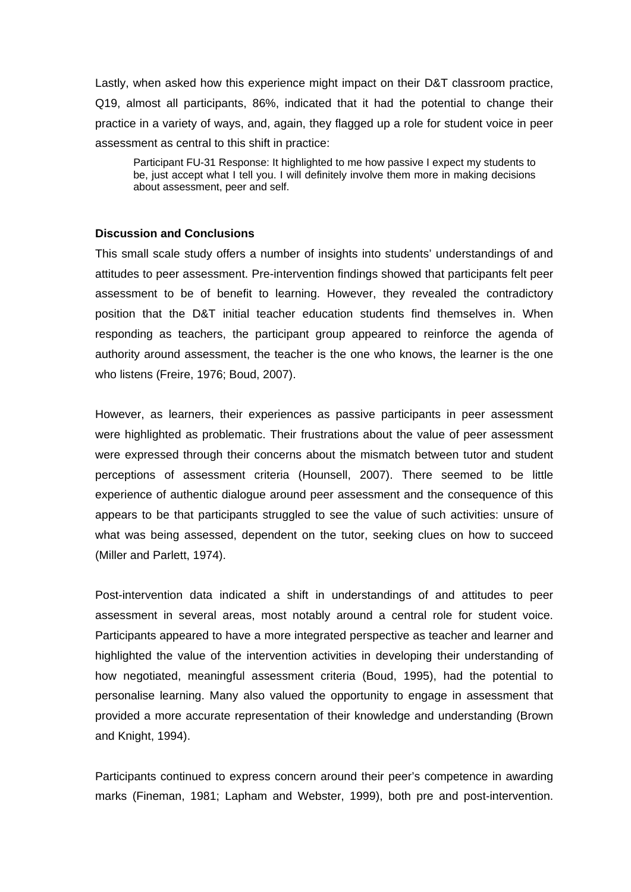Lastly, when asked how this experience might impact on their D&T classroom practice, Q19, almost all participants, 86%, indicated that it had the potential to change their practice in a variety of ways, and, again, they flagged up a role for student voice in peer assessment as central to this shift in practice:

> Participant FU-31 Response: It highlighted to me how passive I expect my students to be, just accept what I tell you. I will definitely involve them more in making decisions about assessment, peer and self.

**Discussion and Conclusions**

This small scale study offers a number of insights into students' understandings of and attitudes to peer assessment. Pre-intervention findings showed that participants felt peer assessment to be of benefit to learning. However, they revealed the contradictory position that the D&T initial teacher education students find themselves in. When responding as teachers, the participant group appeared to reinforce the agenda of authority around assessment, the teacher is the one who knows, the learner is the one who listens (Freire, 1976; Boud, 2007).

However, as learners, their experiences as passive participants in peer assessment were highlighted as problematic. Their frustrations about the value of peer assessment were expressed through their concerns about the mismatch between tutor and student perceptions of assessment criteria (Hounsell, 2007). There seemed to be little experience of authentic dialogue around peer assessment and the consequence of this appears to be that participants struggled to see the value of such activities: unsure of what was being assessed, dependent on the tutor, seeking clues on how to succeed (Miller and Parlett, 1974).

Post-intervention data indicated a shift in understandings of and attitudes to peer assessment in several areas, most notably around a central role for student voice. Participants appeared to have a more integrated perspective as teacher and learner and highlighted the value of the intervention activities in developing their understanding of how negotiated, meaningful assessment criteria (Boud, 1995), had the potential to personalise learning. Many also valued the opportunity to engage in assessment that provided a more accurate representation of their knowledge and understanding (Brown and Knight, 1994).

Participants continued to express concern around their peer's competence in awarding marks (Fineman, 1981; Lapham and Webster, 1999), both pre and post-intervention.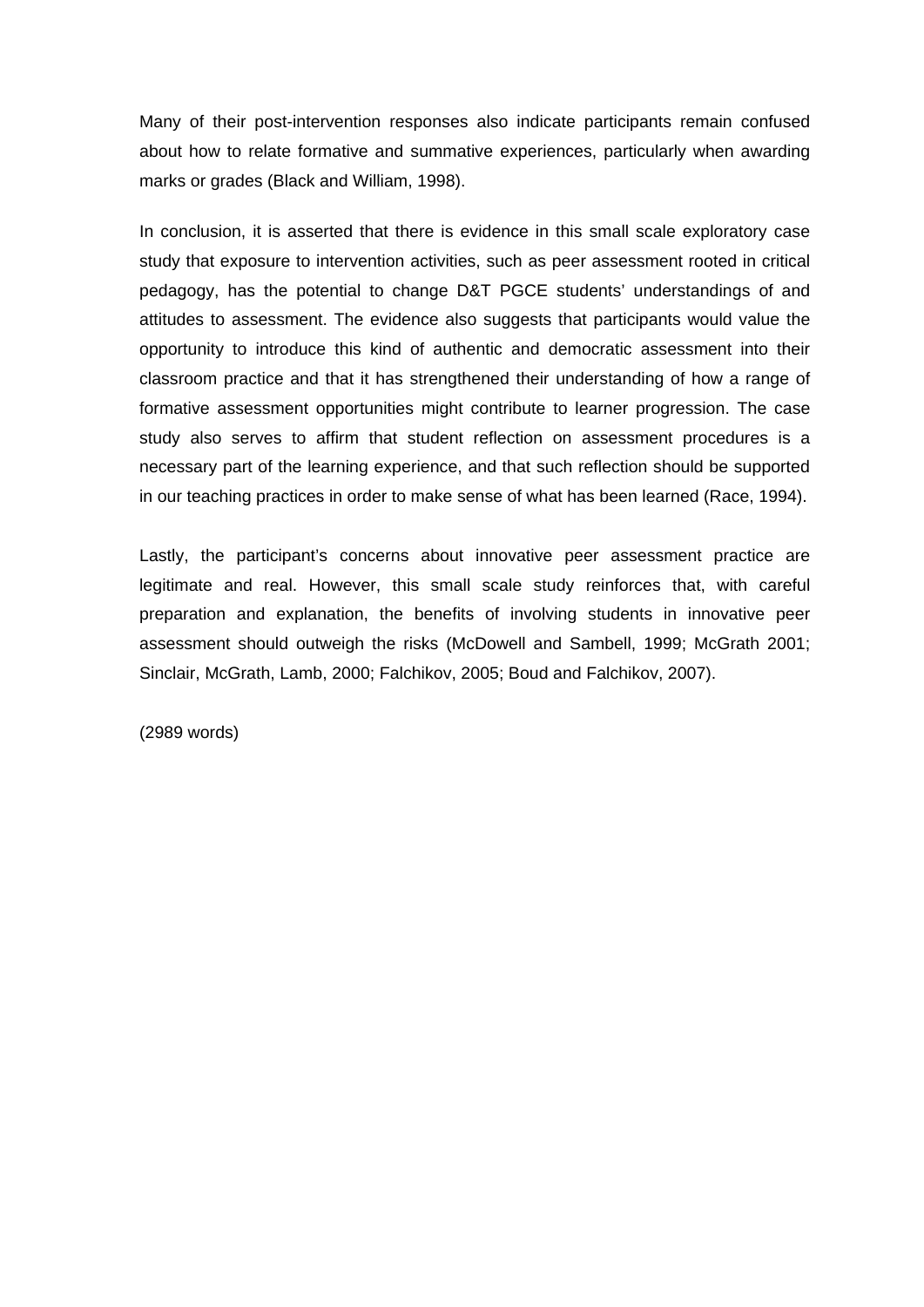Many of their post-intervention responses also indicate participants remain confused about how to relate formative and summative experiences, particularly when awarding marks or grades (Black and William, 1998).

In conclusion, it is asserted that there is evidence in this small scale exploratory case study that exposure to intervention activities, such as peer assessment rooted in critical pedagogy, has the potential to change D&T PGCE students' understandings of and attitudes to assessment. The evidence also suggests that participants would value the opportunity to introduce this kind of authentic and democratic assessment into their classroom practice and that it has strengthened their understanding of how a range of formative assessment opportunities might contribute to learner progression. The case study also serves to affirm that student reflection on assessment procedures is a necessary part of the learning experience, and that such reflection should be supported in our teaching practices in order to make sense of what has been learned (Race, 1994).

Lastly, the participant's concerns about innovative peer assessment practice are legitimate and real. However, this small scale study reinforces that, with careful preparation and explanation, the benefits of involving students in innovative peer assessment should outweigh the risks (McDowell and Sambell, 1999; McGrath 2001; Sinclair, McGrath, Lamb, 2000; Falchikov, 2005; Boud and Falchikov, 2007).

(2989 words)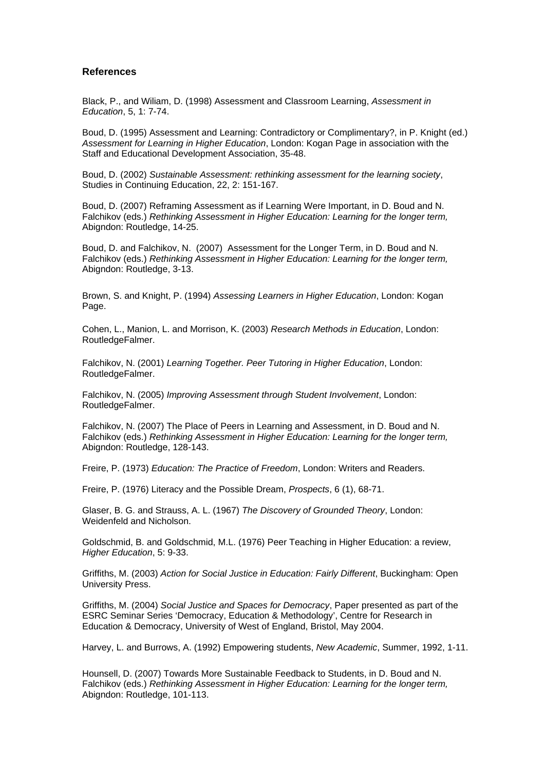### References

Black, P., and Wiliam, D. (1998) Assessment and Classroom Learning, *Assessment in Education*, 5, 1: 7-74.

Boud, D. (1995) Assessment and Learning: Contradictory or Complimentary?, in P. Knight (ed.) *Assessment for Learning in Higher Education*, London: Kogan Page in association with the Staff and Educational Development Association, 35-48.

Boud, D. (2002) *Sustainable Assessment: rethinking assessment for the learning society*, Studies in Continuing Education, 22, 2: 151-167.

Boud, D. (2007) Reframing Assessment as if Learning Were Important, in D. Boud and N. Falchikov (eds.) *Rethinking Assessment in Higher Education: Learning for the longer term,* Abigndon: Routledge, 14-25.

Boud, D. and Falchikov, N. (2007) Assessment for the Longer Term, in D. Boud and N. Falchikov (eds.) *Rethinking Assessment in Higher Education: Learning for the longer term,* Abigndon: Routledge, 3-13.

Brown, S. and Knight, P. (1994) *Assessing Learners in Higher Education*, London: Kogan Page.

Cohen, L., Manion, L. and Morrison, K. (2003) *Research Methods in Education*, London: RoutledgeFalmer.

Falchikov, N. (2001) *Learning Together. Peer Tutoring in Higher Education*, London: RoutledgeFalmer.

Falchikov, N. (2005) *Improving Assessment through Student Involvement*, London: RoutledgeFalmer.

Falchikov, N. (2007) The Place of Peers in Learning and Assessment, in D. Boud and N. Falchikov (eds.) *Rethinking Assessment in Higher Education: Learning for the longer term,* Abigndon: Routledge, 128-143.

Freire, P. (1973) *Education: The Practice of Freedom*, London: Writers and Readers.

Freire, P. (1976) Literacy and the Possible Dream, *Prospects*, 6 (1), 68-71.

Glaser, B. G. and Strauss, A. L. (1967) *The Discovery of Grounded Theory*, London: Weidenfeld and Nicholson.

Goldschmid, B. and Goldschmid, M.L. (1976) Peer Teaching in Higher Education: a review, *Higher Education*, 5: 9-33.

Griffiths, M. (2003) *Action for Social Justice in Education: Fairly Different*, Buckingham: Open University Press.

Griffiths, M. (2004) *Social Justice and Spaces for Democracy*, Paper presented as part of the ESRC Seminar Series 'Democracy, Education & Methodology', Centre for Research in Education & Democracy, University of West of England, Bristol, May 2004.

Harvey, L. and Burrows, A. (1992) Empowering students, *New Academic*, Summer, 1992, 1-11.

Hounsell, D. (2007) Towards More Sustainable Feedback to Students, in D. Boud and N. Falchikov (eds.) *Rethinking Assessment in Higher Education: Learning for the longer term,* Abigndon: Routledge, 101-113.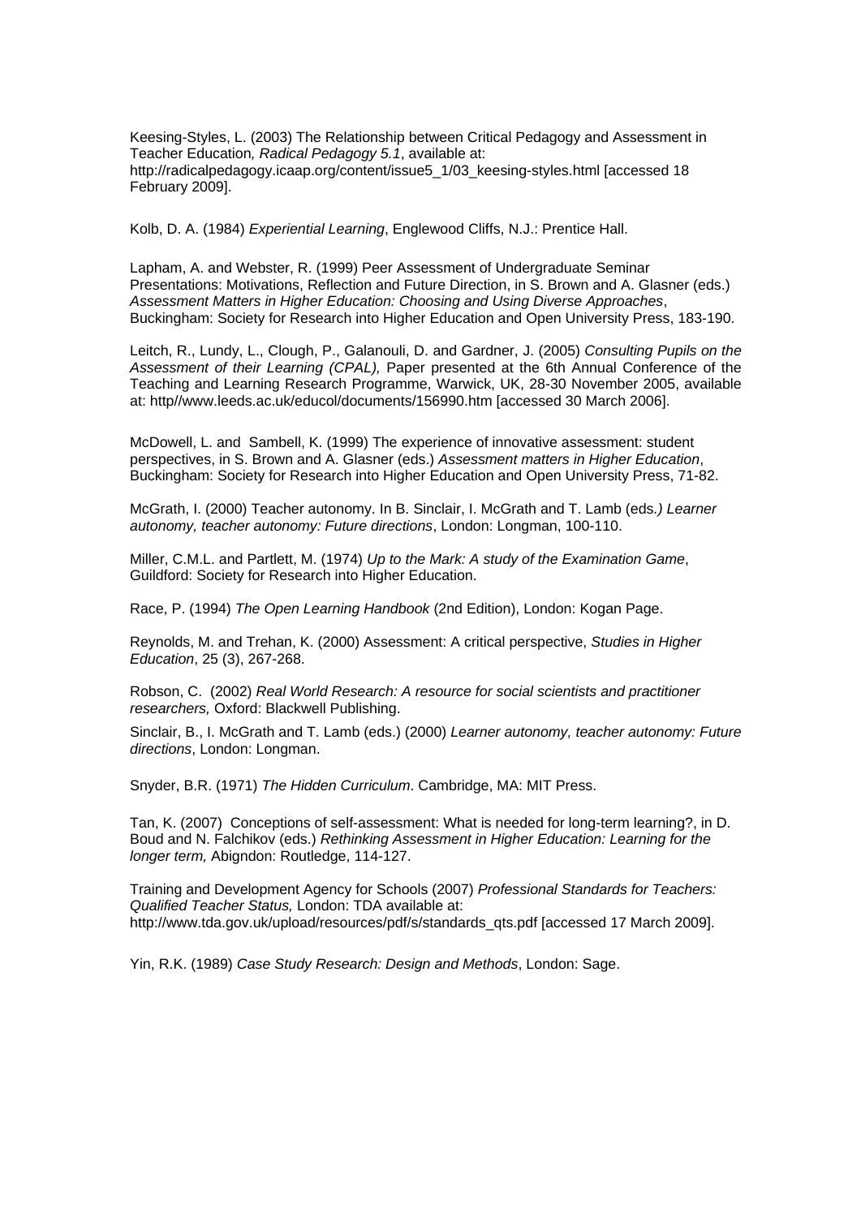Keesing-Styles, L. (2003) The Relationship between Critical Pedagogy and Assessment in Teacher Education*, Radical Pedagogy 5.1*, available at: http://radicalpedagogy.icaap.org/content/issue5_1/03_keesing-styles.html [accessed 18 February 2009].

Kolb, D. A. (1984) *Experiential Learning*, Englewood Cliffs, N.J.: Prentice Hall.

Lapham, A. and Webster, R. (1999) Peer Assessment of Undergraduate Seminar Presentations: Motivations, Reflection and Future Direction, in S. Brown and A. Glasner (eds.) *Assessment Matters in Higher Education: Choosing and Using Diverse Approaches*, Buckingham: Society for Research into Higher Education and Open University Press, 183-190.

Leitch, R., Lundy, L., Clough, P., Galanouli, D. and Gardner, J. (2005) *Consulting Pupils on the Assessment of their Learning (CPAL),* Paper presented at the 6th Annual Conference of the Teaching and Learning Research Programme, Warwick, UK, 28-30 November 2005, available at: http//www.leeds.ac.uk/educol/documents/156990.htm [accessed 30 March 2006].

McDowell, L. and Sambell, K. (1999) The experience of innovative assessment: student perspectives, in S. Brown and A. Glasner (eds.) *Assessment matters in Higher Education*, Buckingham: Society for Research into Higher Education and Open University Press, 71-82.

McGrath, I. (2000) Teacher autonomy. In B. Sinclair, I. McGrath and T. Lamb (eds*.) Learner autonomy, teacher autonomy: Future directions*, London: Longman, 100-110.

Miller, C.M.L. and Partlett, M. (1974) *Up to the Mark: A study of the Examination Game*, Guildford: Society for Research into Higher Education.

Race, P. (1994) *The Open Learning Handbook* (2nd Edition), London: Kogan Page.

Reynolds, M. and Trehan, K. (2000) Assessment: A critical perspective, *Studies in Higher Education*, 25 (3), 267-268.

Robson, C. (2002) *Real World Research: A resource for social scientists and practitioner researchers,* Oxford: Blackwell Publishing.

Sinclair, B., I. McGrath and T. Lamb (eds.) (2000) *Learner autonomy, teacher autonomy: Future directions*, London: Longman.

Snyder, B.R. (1971) *The Hidden Curriculum*. Cambridge, MA: MIT Press.

Tan, K. (2007) Conceptions of self-assessment: What is needed for long-term learning?, in D. Boud and N. Falchikov (eds.) *Rethinking Assessment in Higher Education: Learning for the longer term,* Abigndon: Routledge, 114-127.

Training and Development Agency for Schools (2007) *Professional Standards for Teachers: Qualified Teacher Status,* London: TDA available at: http://www.tda.gov.uk/upload/resources/pdf/s/standards_qts.pdf [accessed 17 March 2009].

Yin, R.K. (1989) *Case Study Research: Design and Methods*, London: Sage.